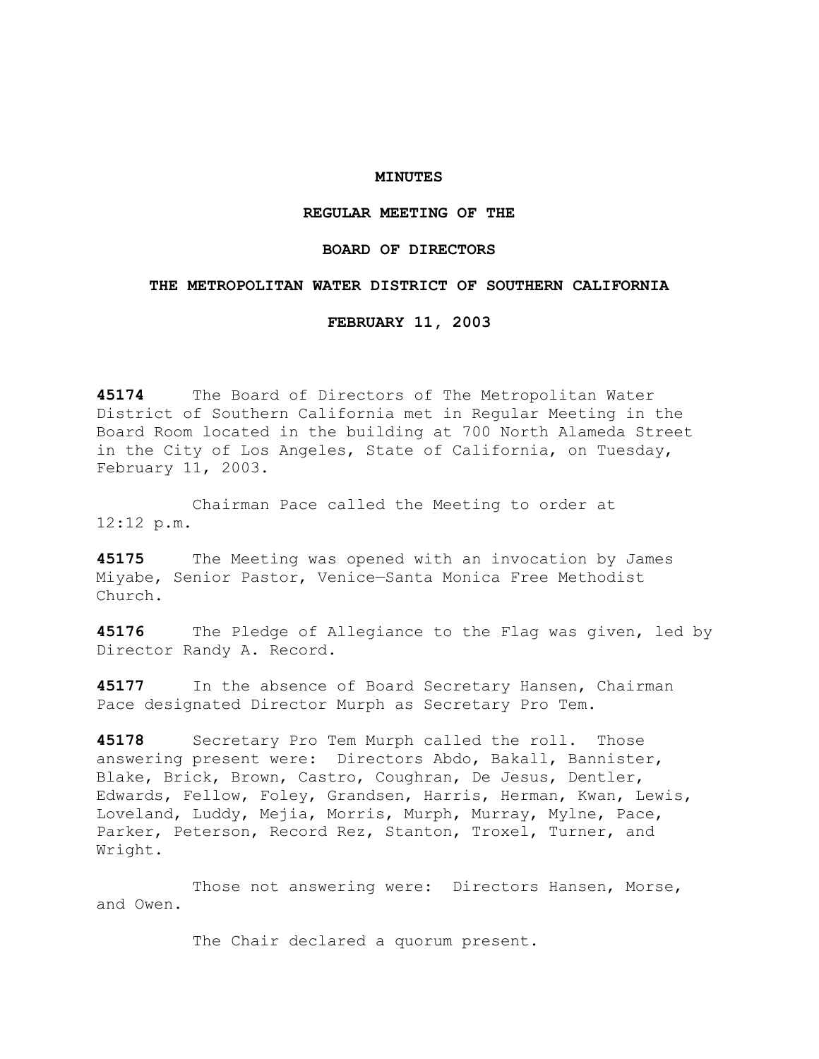**MINUTES**

**REGULAR MEETING OF THE**

**BOARD OF DIRECTORS**

**THE METROPOLITAN WATER DISTRICT OF SOUTHERN CALIFORNIA**

**FEBRUARY 11, 2003**

**45174** The Board of Directors of The Metropolitan Water District of Southern California met in Regular Meeting in the Board Room located in the building at 700 North Alameda Street in the City of Los Angeles, State of California, on Tuesday, February 11, 2003.

Chairman Pace called the Meeting to order at 12:12 p.m.

**45175** The Meeting was opened with an invocation by James Miyabe, Senior Pastor, Venice—Santa Monica Free Methodist Church.

**45176** The Pledge of Allegiance to the Flag was given, led by Director Randy A. Record.

**45177** In the absence of Board Secretary Hansen, Chairman Pace designated Director Murph as Secretary Pro Tem.

**45178** Secretary Pro Tem Murph called the roll. Those answering present were: Directors Abdo, Bakall, Bannister, Blake, Brick, Brown, Castro, Coughran, De Jesus, Dentler, Edwards, Fellow, Foley, Grandsen, Harris, Herman, Kwan, Lewis, Loveland, Luddy, Mejia, Morris, Murph, Murray, Mylne, Pace, Parker, Peterson, Record Rez, Stanton, Troxel, Turner, and Wright.

Those not answering were: Directors Hansen, Morse, and Owen.

The Chair declared a quorum present.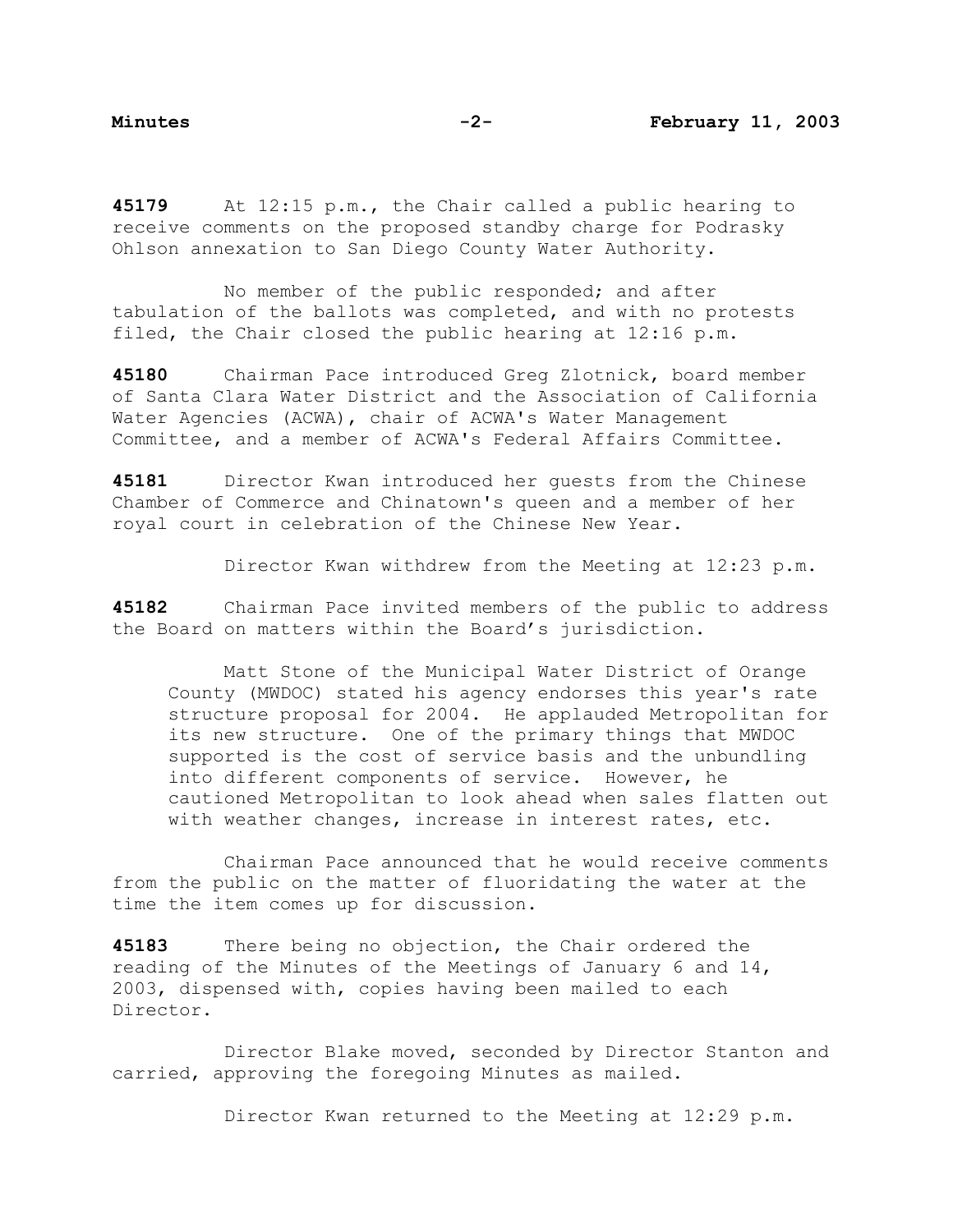**45179** At 12:15 p.m., the Chair called a public hearing to receive comments on the proposed standby charge for Podrasky Ohlson annexation to San Diego County Water Authority.

No member of the public responded; and after tabulation of the ballots was completed, and with no protests filed, the Chair closed the public hearing at 12:16 p.m.

**45180** Chairman Pace introduced Greg Zlotnick, board member of Santa Clara Water District and the Association of California Water Agencies (ACWA), chair of ACWA's Water Management Committee, and a member of ACWA's Federal Affairs Committee.

**45181** Director Kwan introduced her guests from the Chinese Chamber of Commerce and Chinatown's queen and a member of her royal court in celebration of the Chinese New Year.

Director Kwan withdrew from the Meeting at 12:23 p.m.

**45182** Chairman Pace invited members of the public to address the Board on matters within the Board's jurisdiction.

> Matt Stone of the Municipal Water District of Orange County (MWDOC) stated his agency endorses this year's rate structure proposal for 2004. He applauded Metropolitan for its new structure. One of the primary things that MWDOC supported is the cost of service basis and the unbundling into different components of service. However, he cautioned Metropolitan to look ahead when sales flatten out with weather changes, increase in interest rates, etc.

Chairman Pace announced that he would receive comments from the public on the matter of fluoridating the water at the time the item comes up for discussion.

**45183** There being no objection, the Chair ordered the reading of the Minutes of the Meetings of January 6 and 14, 2003, dispensed with, copies having been mailed to each Director.

Director Blake moved, seconded by Director Stanton and carried, approving the foregoing Minutes as mailed.

Director Kwan returned to the Meeting at 12:29 p.m.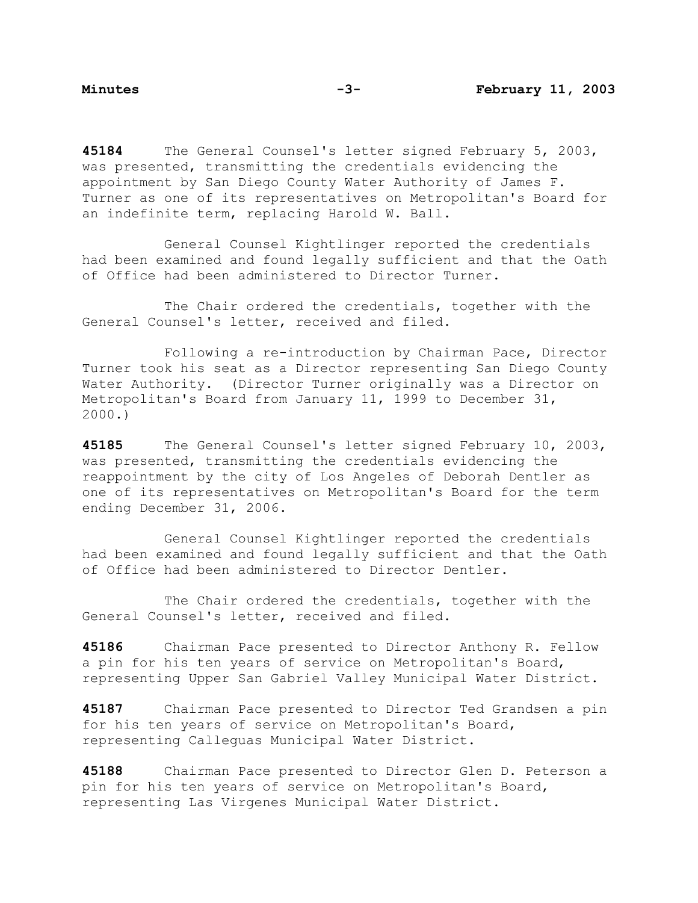**45184** The General Counsel's letter signed February 5, 2003, was presented, transmitting the credentials evidencing the appointment by San Diego County Water Authority of James F. Turner as one of its representatives on Metropolitan's Board for an indefinite term, replacing Harold W. Ball.

General Counsel Kightlinger reported the credentials had been examined and found legally sufficient and that the Oath of Office had been administered to Director Turner.

The Chair ordered the credentials, together with the General Counsel's letter, received and filed.

Following a re-introduction by Chairman Pace, Director Turner took his seat as a Director representing San Diego County Water Authority. (Director Turner originally was a Director on Metropolitan's Board from January 11, 1999 to December 31, 2000.)

**45185** The General Counsel's letter signed February 10, 2003, was presented, transmitting the credentials evidencing the reappointment by the city of Los Angeles of Deborah Dentler as one of its representatives on Metropolitan's Board for the term ending December 31, 2006.

General Counsel Kightlinger reported the credentials had been examined and found legally sufficient and that the Oath of Office had been administered to Director Dentler.

The Chair ordered the credentials, together with the General Counsel's letter, received and filed.

**45186** Chairman Pace presented to Director Anthony R. Fellow a pin for his ten years of service on Metropolitan's Board, representing Upper San Gabriel Valley Municipal Water District.

**45187** Chairman Pace presented to Director Ted Grandsen a pin for his ten years of service on Metropolitan's Board, representing Calleguas Municipal Water District.

**45188** Chairman Pace presented to Director Glen D. Peterson a pin for his ten years of service on Metropolitan's Board, representing Las Virgenes Municipal Water District.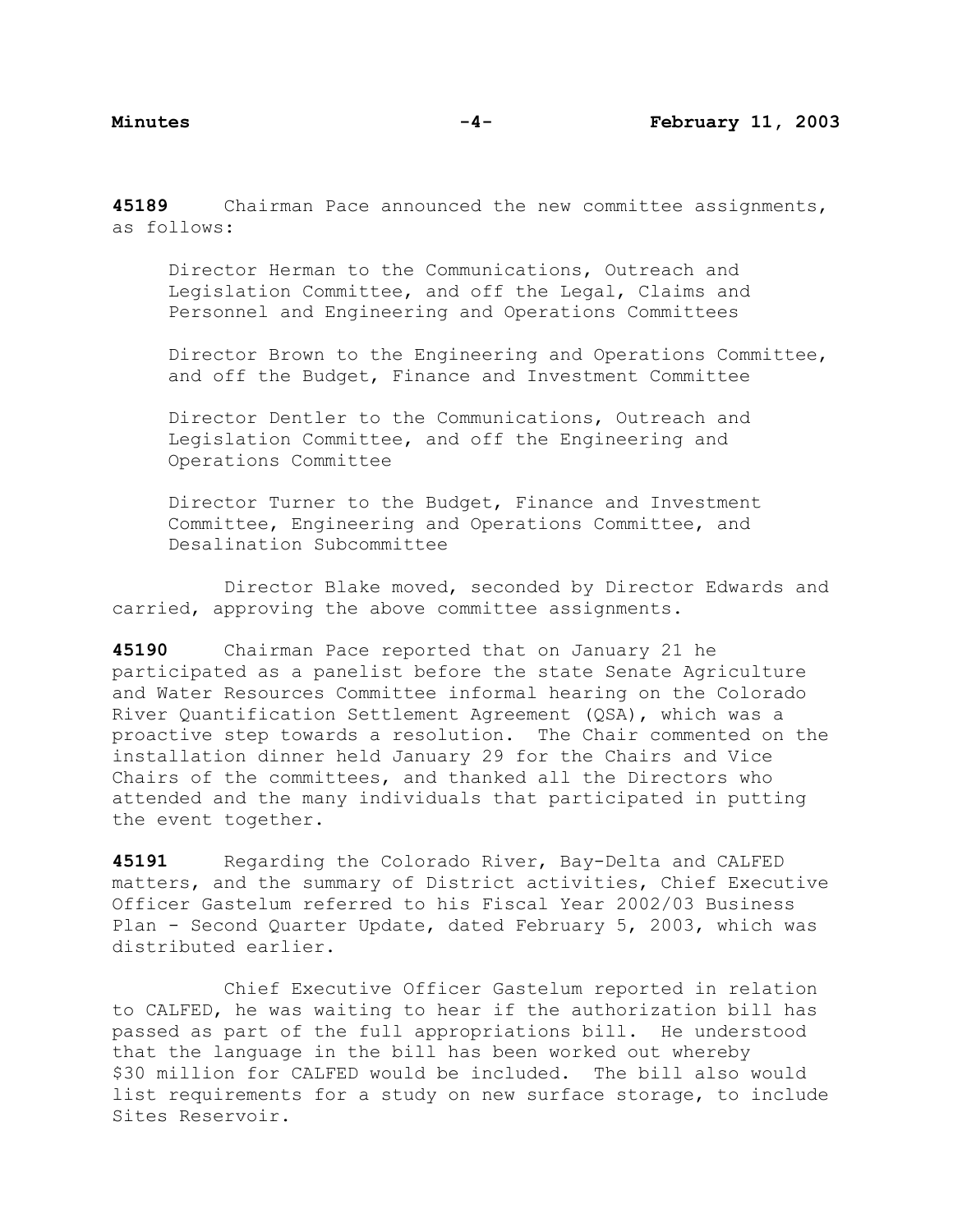**45189** Chairman Pace announced the new committee assignments, as follows:

> Director Herman to the Communications, Outreach and Legislation Committee, and off the Legal, Claims and Personnel and Engineering and Operations Committees
>
> Director Brown to the Engineering and Operations Committee, and off the Budget, Finance and Investment Committee
>
> Director Dentler to the Communications, Outreach and Legislation Committee, and off the Engineering and Operations Committee
>
> Director Turner to the Budget, Finance and Investment Committee, Engineering and Operations Committee, and Desalination Subcommittee

Director Blake moved, seconded by Director Edwards and carried, approving the above committee assignments.

**45190** Chairman Pace reported that on January 21 he participated as a panelist before the state Senate Agriculture and Water Resources Committee informal hearing on the Colorado River Quantification Settlement Agreement (QSA), which was a proactive step towards a resolution. The Chair commented on the installation dinner held January 29 for the Chairs and Vice Chairs of the committees, and thanked all the Directors who attended and the many individuals that participated in putting the event together.

**45191** Regarding the Colorado River, Bay-Delta and CALFED matters, and the summary of District activities, Chief Executive Officer Gastelum referred to his Fiscal Year 2002/03 Business Plan - Second Quarter Update, dated February 5, 2003, which was distributed earlier.

Chief Executive Officer Gastelum reported in relation to CALFED, he was waiting to hear if the authorization bill has passed as part of the full appropriations bill. He understood that the language in the bill has been worked out whereby $30 million for CALFED would be included. The bill also would list requirements for a study on new surface storage, to include Sites Reservoir.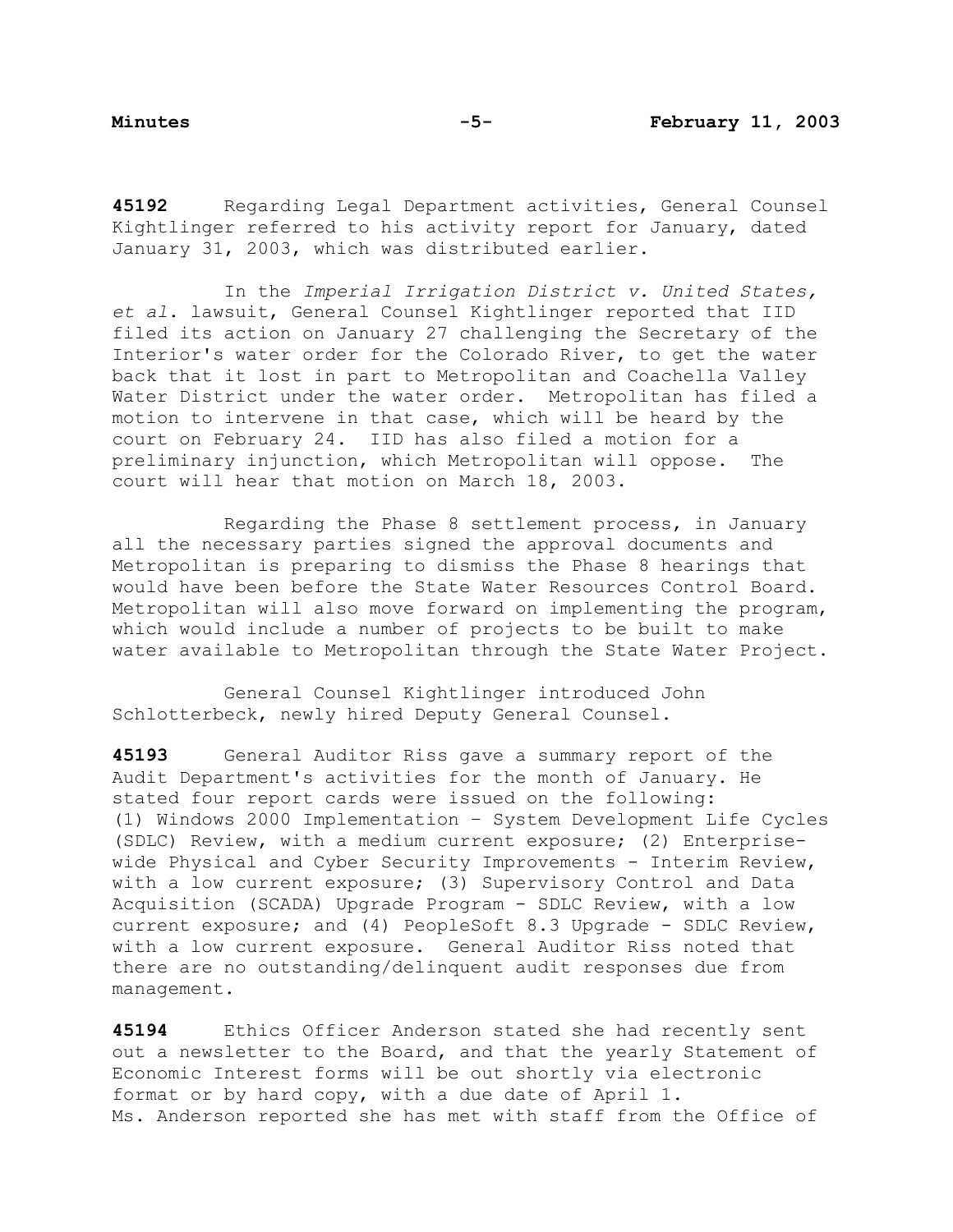**45192** Regarding Legal Department activities, General Counsel Kightlinger referred to his activity report for January, dated January 31, 2003, which was distributed earlier.

In the *Imperial Irrigation District v. United States, et al*. lawsuit, General Counsel Kightlinger reported that IID filed its action on January 27 challenging the Secretary of the Interior's water order for the Colorado River, to get the water back that it lost in part to Metropolitan and Coachella Valley Water District under the water order. Metropolitan has filed a motion to intervene in that case, which will be heard by the court on February 24. IID has also filed a motion for a preliminary injunction, which Metropolitan will oppose. The court will hear that motion on March 18, 2003.

Regarding the Phase 8 settlement process, in January all the necessary parties signed the approval documents and Metropolitan is preparing to dismiss the Phase 8 hearings that would have been before the State Water Resources Control Board. Metropolitan will also move forward on implementing the program, which would include a number of projects to be built to make water available to Metropolitan through the State Water Project.

General Counsel Kightlinger introduced John Schlotterbeck, newly hired Deputy General Counsel.

**45193** General Auditor Riss gave a summary report of the Audit Department's activities for the month of January. He stated four report cards were issued on the following: (1) Windows 2000 Implementation – System Development Life Cycles (SDLC) Review, with a medium current exposure; (2) Enterprise-wide Physical and Cyber Security Improvements - Interim Review, with a low current exposure; (3) Supervisory Control and Data Acquisition (SCADA) Upgrade Program - SDLC Review, with a low current exposure; and (4) PeopleSoft 8.3 Upgrade - SDLC Review, with a low current exposure. General Auditor Riss noted that there are no outstanding/delinquent audit responses due from management.

**45194** Ethics Officer Anderson stated she had recently sent out a newsletter to the Board, and that the yearly Statement of Economic Interest forms will be out shortly via electronic format or by hard copy, with a due date of April 1. Ms. Anderson reported she has met with staff from the Office of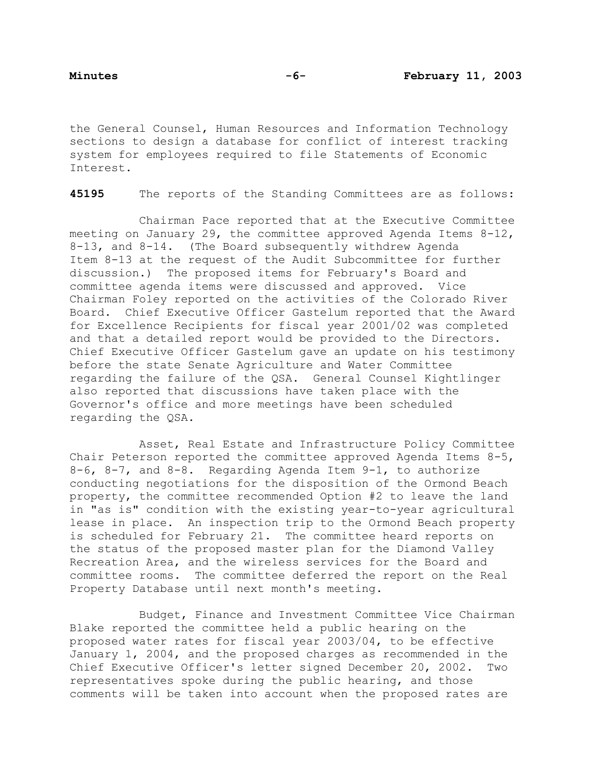the General Counsel, Human Resources and Information Technology sections to design a database for conflict of interest tracking system for employees required to file Statements of Economic Interest.

**45195** The reports of the Standing Committees are as follows:

Chairman Pace reported that at the Executive Committee meeting on January 29, the committee approved Agenda Items 8-12, 8-13, and 8-14. (The Board subsequently withdrew Agenda Item 8-13 at the request of the Audit Subcommittee for further discussion.) The proposed items for February's Board and committee agenda items were discussed and approved. Vice Chairman Foley reported on the activities of the Colorado River Board. Chief Executive Officer Gastelum reported that the Award for Excellence Recipients for fiscal year 2001/02 was completed and that a detailed report would be provided to the Directors. Chief Executive Officer Gastelum gave an update on his testimony before the state Senate Agriculture and Water Committee regarding the failure of the QSA. General Counsel Kightlinger also reported that discussions have taken place with the Governor's office and more meetings have been scheduled regarding the QSA.

Asset, Real Estate and Infrastructure Policy Committee Chair Peterson reported the committee approved Agenda Items 8-5, 8-6, 8-7, and 8-8. Regarding Agenda Item 9-1, to authorize conducting negotiations for the disposition of the Ormond Beach property, the committee recommended Option #2 to leave the land in "as is" condition with the existing year-to-year agricultural lease in place. An inspection trip to the Ormond Beach property is scheduled for February 21. The committee heard reports on the status of the proposed master plan for the Diamond Valley Recreation Area, and the wireless services for the Board and committee rooms. The committee deferred the report on the Real Property Database until next month's meeting.

Budget, Finance and Investment Committee Vice Chairman Blake reported the committee held a public hearing on the proposed water rates for fiscal year 2003/04, to be effective January 1, 2004, and the proposed charges as recommended in the Chief Executive Officer's letter signed December 20, 2002. Two representatives spoke during the public hearing, and those comments will be taken into account when the proposed rates are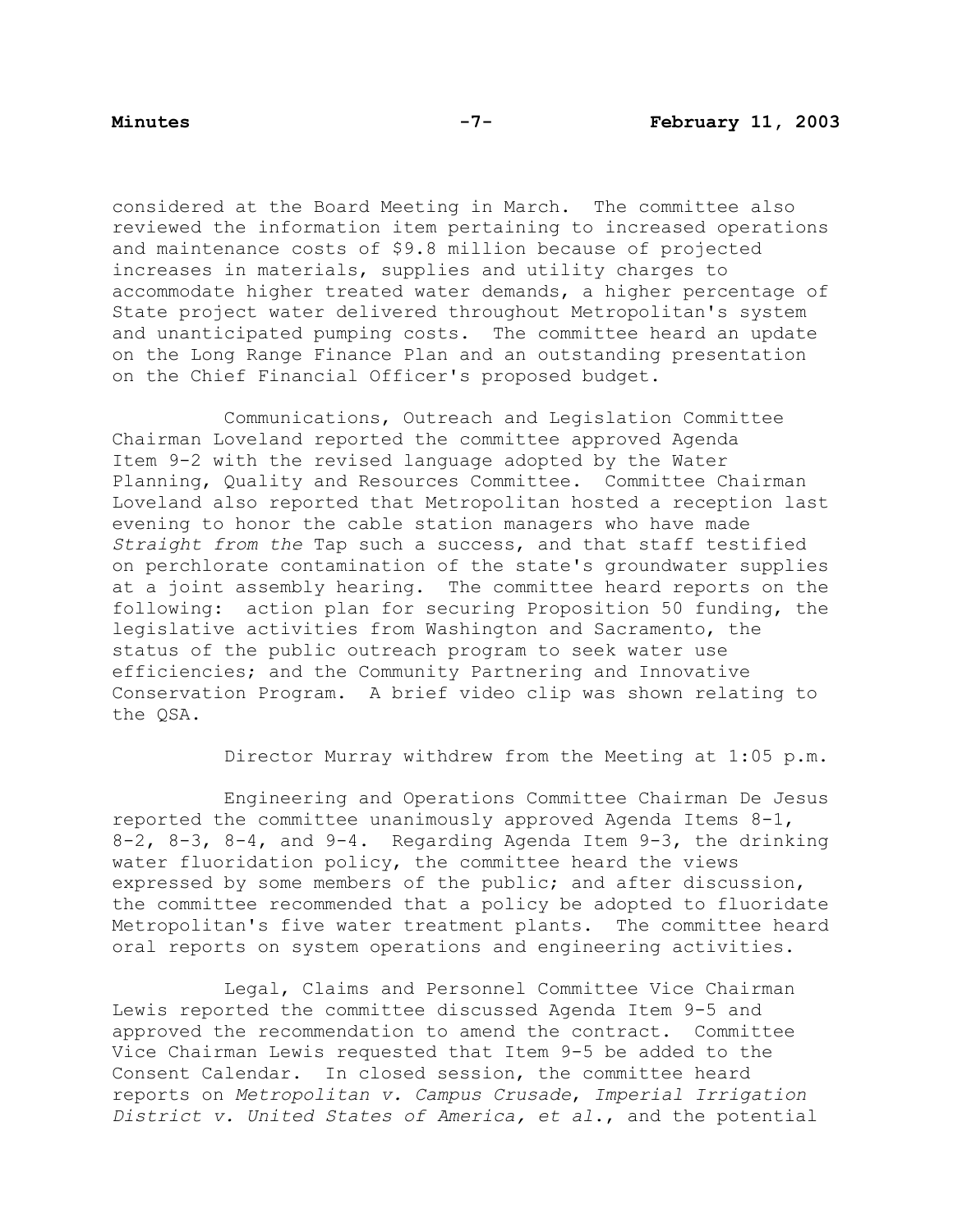considered at the Board Meeting in March. The committee also reviewed the information item pertaining to increased operations and maintenance costs of $9.8 million because of projected increases in materials, supplies and utility charges to accommodate higher treated water demands, a higher percentage of State project water delivered throughout Metropolitan's system and unanticipated pumping costs. The committee heard an update on the Long Range Finance Plan and an outstanding presentation on the Chief Financial Officer's proposed budget.

Communications, Outreach and Legislation Committee Chairman Loveland reported the committee approved Agenda Item 9-2 with the revised language adopted by the Water Planning, Quality and Resources Committee. Committee Chairman Loveland also reported that Metropolitan hosted a reception last evening to honor the cable station managers who have made *Straight from the* Tap such a success, and that staff testified on perchlorate contamination of the state's groundwater supplies at a joint assembly hearing. The committee heard reports on the following: action plan for securing Proposition 50 funding, the legislative activities from Washington and Sacramento, the status of the public outreach program to seek water use efficiencies; and the Community Partnering and Innovative Conservation Program. A brief video clip was shown relating to the QSA.

Director Murray withdrew from the Meeting at 1:05 p.m.

Engineering and Operations Committee Chairman De Jesus reported the committee unanimously approved Agenda Items 8-1, 8-2, 8-3, 8-4, and 9-4. Regarding Agenda Item 9-3, the drinking water fluoridation policy, the committee heard the views expressed by some members of the public; and after discussion, the committee recommended that a policy be adopted to fluoridate Metropolitan's five water treatment plants. The committee heard oral reports on system operations and engineering activities.

Legal, Claims and Personnel Committee Vice Chairman Lewis reported the committee discussed Agenda Item 9-5 and approved the recommendation to amend the contract. Committee Vice Chairman Lewis requested that Item 9-5 be added to the Consent Calendar. In closed session, the committee heard reports on *Metropolitan v. Campus Crusade*, *Imperial Irrigation District v. United States of America, et al.*, and the potential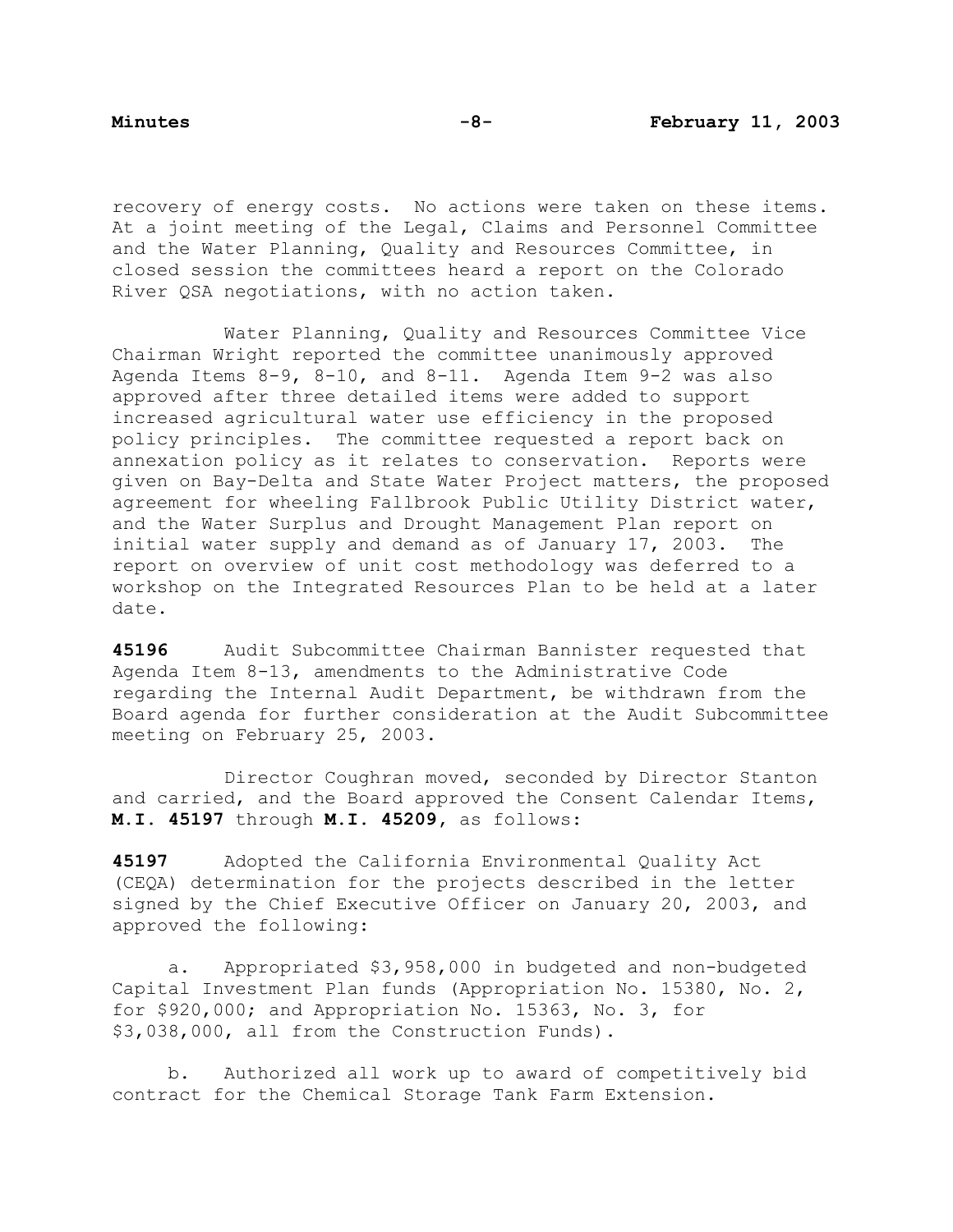recovery of energy costs. No actions were taken on these items. At a joint meeting of the Legal, Claims and Personnel Committee and the Water Planning, Quality and Resources Committee, in closed session the committees heard a report on the Colorado River QSA negotiations, with no action taken.

Water Planning, Quality and Resources Committee Vice Chairman Wright reported the committee unanimously approved Agenda Items 8-9, 8-10, and 8-11. Agenda Item 9-2 was also approved after three detailed items were added to support increased agricultural water use efficiency in the proposed policy principles. The committee requested a report back on annexation policy as it relates to conservation. Reports were given on Bay-Delta and State Water Project matters, the proposed agreement for wheeling Fallbrook Public Utility District water, and the Water Surplus and Drought Management Plan report on initial water supply and demand as of January 17, 2003. The report on overview of unit cost methodology was deferred to a workshop on the Integrated Resources Plan to be held at a later date.

**45196** Audit Subcommittee Chairman Bannister requested that Agenda Item 8-13, amendments to the Administrative Code regarding the Internal Audit Department, be withdrawn from the Board agenda for further consideration at the Audit Subcommittee meeting on February 25, 2003.

Director Coughran moved, seconded by Director Stanton and carried, and the Board approved the Consent Calendar Items, **M.I. 45197** through **M.I. 45209**, as follows:

**45197** Adopted the California Environmental Quality Act (CEQA) determination for the projects described in the letter signed by the Chief Executive Officer on January 20, 2003, and approved the following:

a. Appropriated $3,958,000 in budgeted and non-budgeted Capital Investment Plan funds (Appropriation No. 15380, No. 2, for $920,000; and Appropriation No. 15363, No. 3, for $3,038,000, all from the Construction Funds).

b. Authorized all work up to award of competitively bid contract for the Chemical Storage Tank Farm Extension.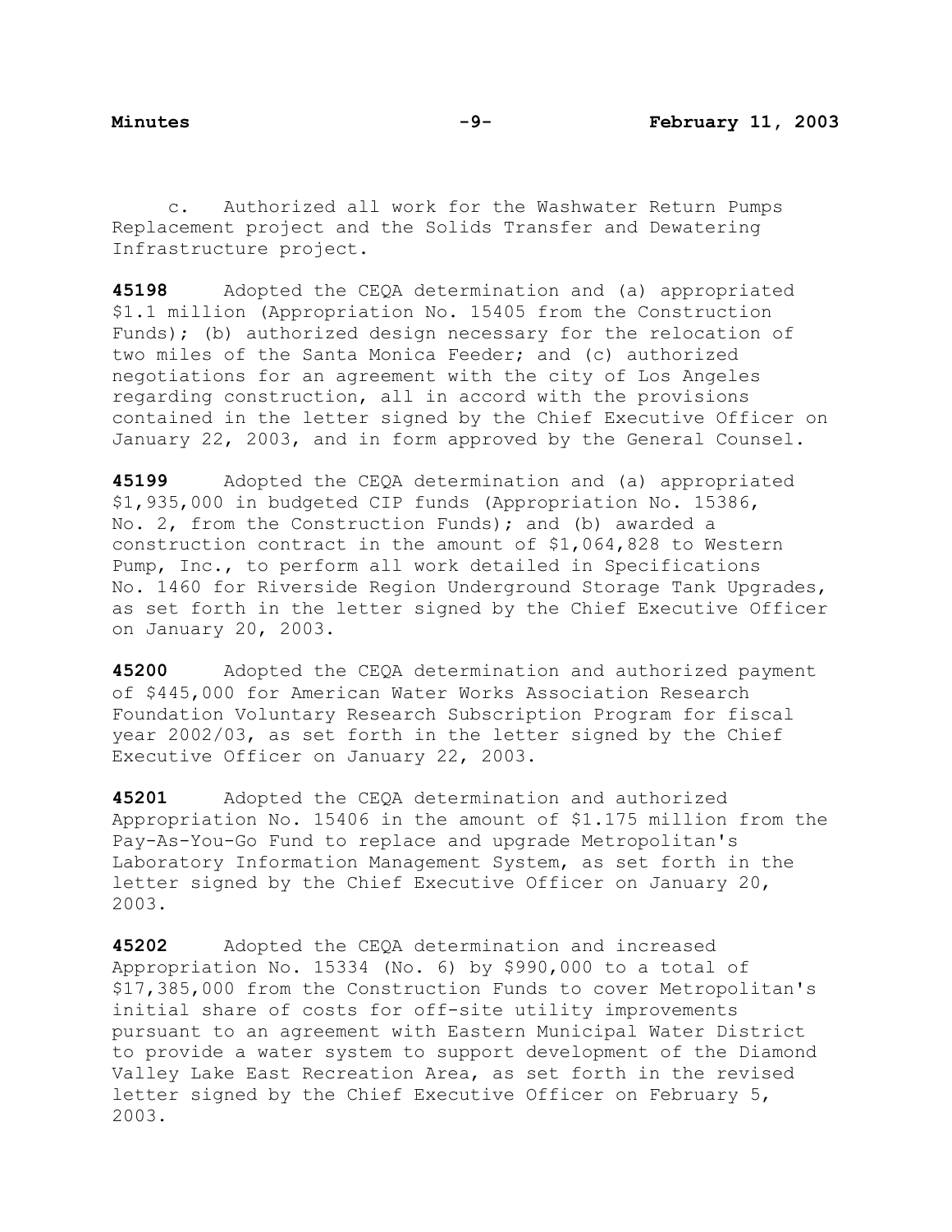c. Authorized all work for the Washwater Return Pumps Replacement project and the Solids Transfer and Dewatering Infrastructure project.

**45198** Adopted the CEQA determination and (a) appropriated $1.1 million (Appropriation No. 15405 from the Construction Funds); (b) authorized design necessary for the relocation of two miles of the Santa Monica Feeder; and (c) authorized negotiations for an agreement with the city of Los Angeles regarding construction, all in accord with the provisions contained in the letter signed by the Chief Executive Officer on January 22, 2003, and in form approved by the General Counsel.

**45199** Adopted the CEQA determination and (a) appropriated $1,935,000 in budgeted CIP funds (Appropriation No. 15386, No. 2, from the Construction Funds); and (b) awarded a construction contract in the amount of $1,064,828 to Western Pump, Inc., to perform all work detailed in Specifications No. 1460 for Riverside Region Underground Storage Tank Upgrades, as set forth in the letter signed by the Chief Executive Officer on January 20, 2003.

**45200** Adopted the CEQA determination and authorized payment of $445,000 for American Water Works Association Research Foundation Voluntary Research Subscription Program for fiscal year 2002/03, as set forth in the letter signed by the Chief Executive Officer on January 22, 2003.

**45201** Adopted the CEQA determination and authorized Appropriation No. 15406 in the amount of $1.175 million from the Pay-As-You-Go Fund to replace and upgrade Metropolitan's Laboratory Information Management System, as set forth in the letter signed by the Chief Executive Officer on January 20, 2003.

**45202** Adopted the CEQA determination and increased Appropriation No. 15334 (No. 6) by $990,000 to a total of $17,385,000 from the Construction Funds to cover Metropolitan's initial share of costs for off-site utility improvements pursuant to an agreement with Eastern Municipal Water District to provide a water system to support development of the Diamond Valley Lake East Recreation Area, as set forth in the revised letter signed by the Chief Executive Officer on February 5, 2003.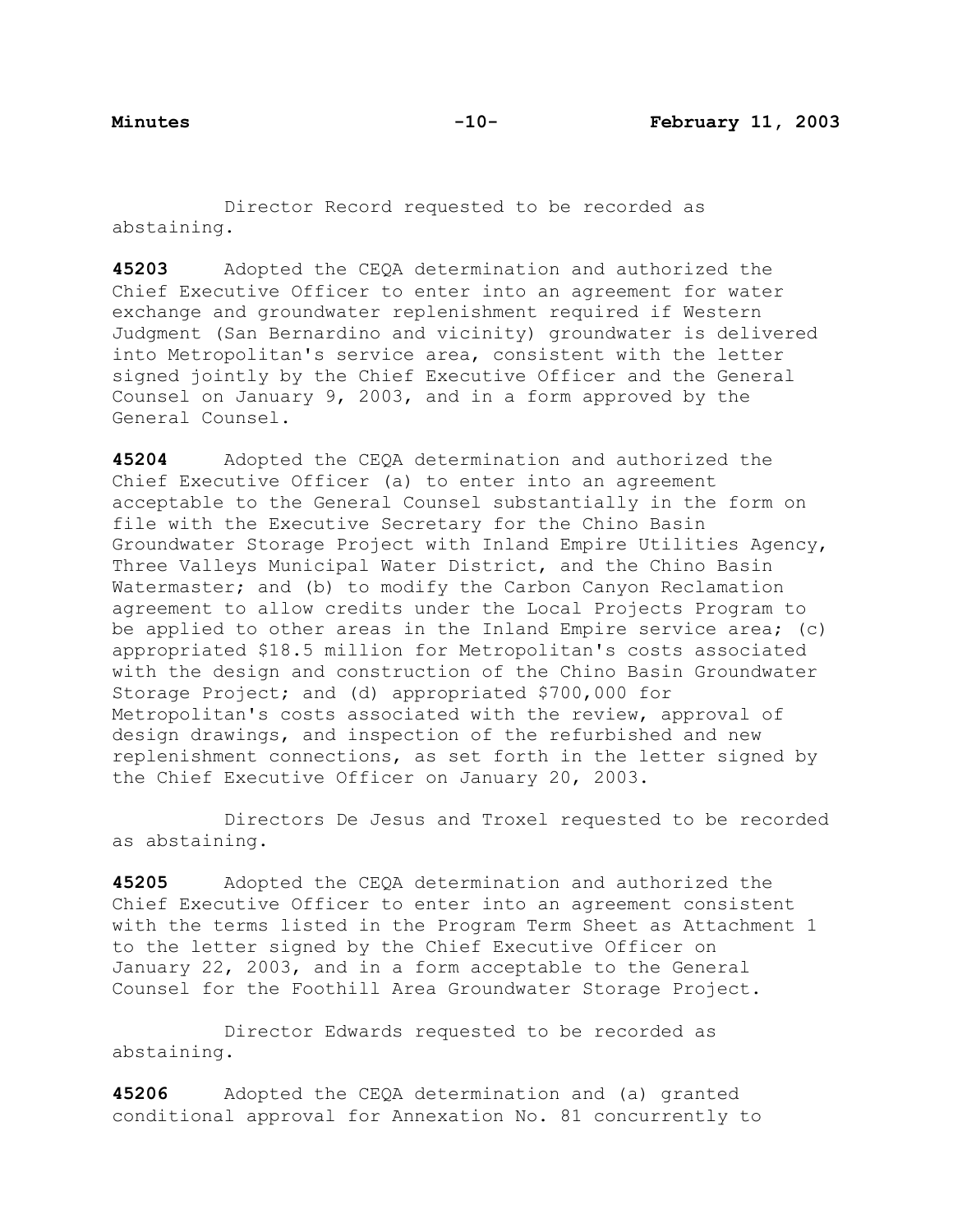Director Record requested to be recorded as abstaining.

**45203** Adopted the CEQA determination and authorized the Chief Executive Officer to enter into an agreement for water exchange and groundwater replenishment required if Western Judgment (San Bernardino and vicinity) groundwater is delivered into Metropolitan's service area, consistent with the letter signed jointly by the Chief Executive Officer and the General Counsel on January 9, 2003, and in a form approved by the General Counsel.

**45204** Adopted the CEQA determination and authorized the Chief Executive Officer (a) to enter into an agreement acceptable to the General Counsel substantially in the form on file with the Executive Secretary for the Chino Basin Groundwater Storage Project with Inland Empire Utilities Agency, Three Valleys Municipal Water District, and the Chino Basin Watermaster; and (b) to modify the Carbon Canyon Reclamation agreement to allow credits under the Local Projects Program to be applied to other areas in the Inland Empire service area; (c) appropriated $18.5 million for Metropolitan's costs associated with the design and construction of the Chino Basin Groundwater Storage Project; and (d) appropriated $700,000 for Metropolitan's costs associated with the review, approval of design drawings, and inspection of the refurbished and new replenishment connections, as set forth in the letter signed by the Chief Executive Officer on January 20, 2003.

Directors De Jesus and Troxel requested to be recorded as abstaining.

**45205** Adopted the CEQA determination and authorized the Chief Executive Officer to enter into an agreement consistent with the terms listed in the Program Term Sheet as Attachment 1 to the letter signed by the Chief Executive Officer on January 22, 2003, and in a form acceptable to the General Counsel for the Foothill Area Groundwater Storage Project.

Director Edwards requested to be recorded as abstaining.

**45206** Adopted the CEQA determination and (a) granted conditional approval for Annexation No. 81 concurrently to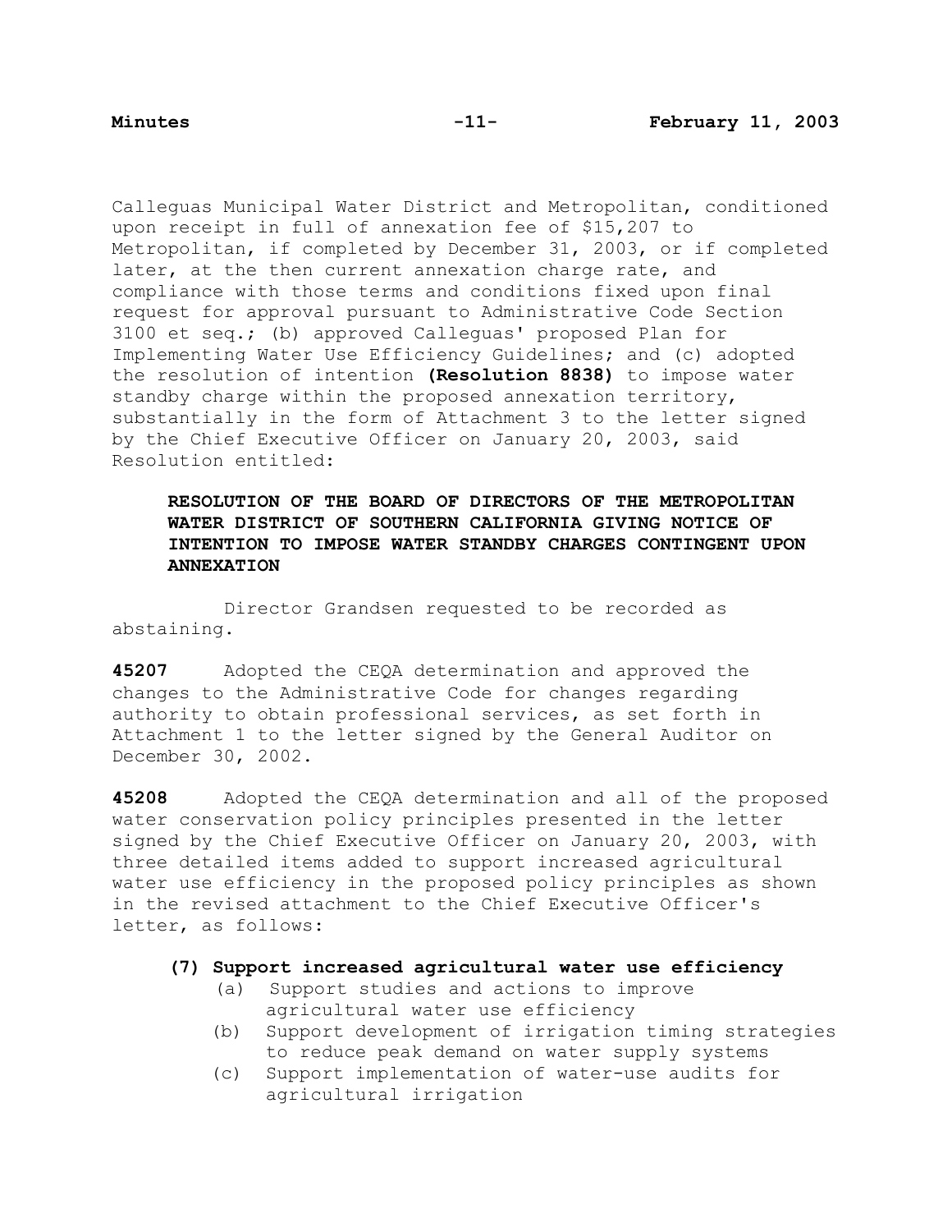Calleguas Municipal Water District and Metropolitan, conditioned upon receipt in full of annexation fee of $15,207 to Metropolitan, if completed by December 31, 2003, or if completed later, at the then current annexation charge rate, and compliance with those terms and conditions fixed upon final request for approval pursuant to Administrative Code Section 3100 et seq.; (b) approved Calleguas' proposed Plan for Implementing Water Use Efficiency Guidelines; and (c) adopted the resolution of intention **(Resolution 8838)** to impose water standby charge within the proposed annexation territory, substantially in the form of Attachment 3 to the letter signed by the Chief Executive Officer on January 20, 2003, said Resolution entitled:

> **RESOLUTION OF THE BOARD OF DIRECTORS OF THE METROPOLITAN WATER DISTRICT OF SOUTHERN CALIFORNIA GIVING NOTICE OF INTENTION TO IMPOSE WATER STANDBY CHARGES CONTINGENT UPON ANNEXATION**

Director Grandsen requested to be recorded as abstaining.

**45207** Adopted the CEQA determination and approved the changes to the Administrative Code for changes regarding authority to obtain professional services, as set forth in Attachment 1 to the letter signed by the General Auditor on December 30, 2002.

**45208** Adopted the CEQA determination and all of the proposed water conservation policy principles presented in the letter signed by the Chief Executive Officer on January 20, 2003, with three detailed items added to support increased agricultural water use efficiency in the proposed policy principles as shown in the revised attachment to the Chief Executive Officer's letter, as follows:

**(7) Support increased agricultural water use efficiency**

- (a) Support studies and actions to improve agricultural water use efficiency
- (b) Support development of irrigation timing strategies to reduce peak demand on water supply systems
- (c) Support implementation of water-use audits for agricultural irrigation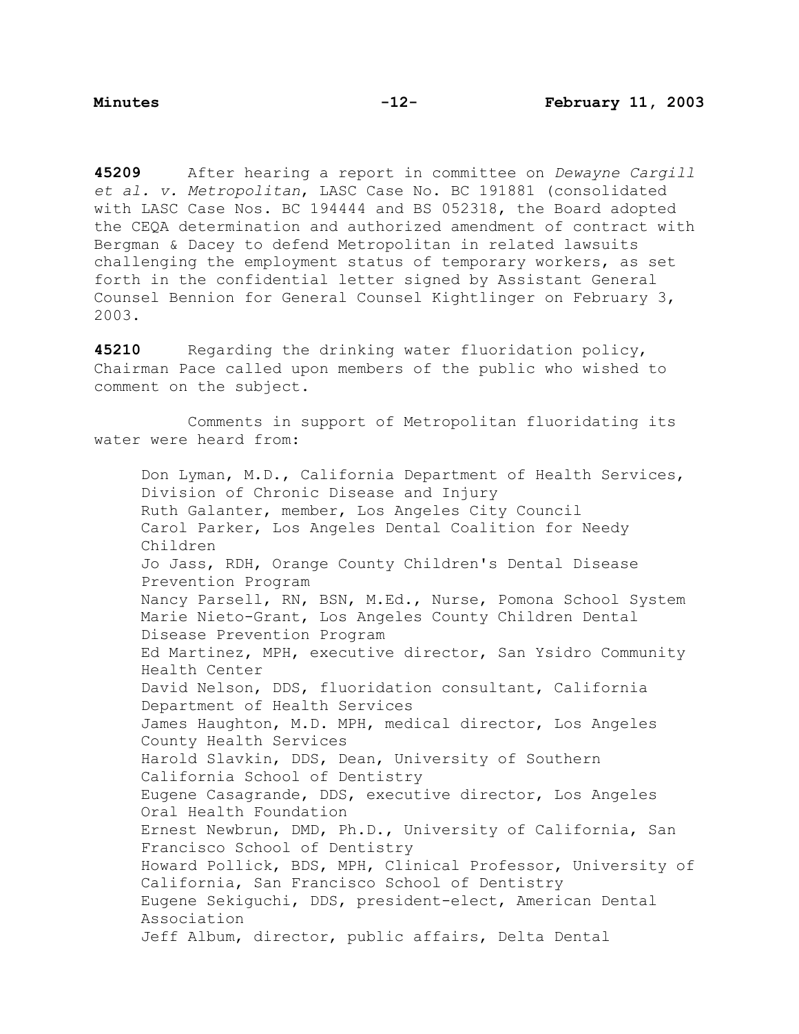**45209** After hearing a report in committee on *Dewayne Cargill et al. v. Metropolitan*, LASC Case No. BC 191881 (consolidated with LASC Case Nos. BC 194444 and BS 052318, the Board adopted the CEQA determination and authorized amendment of contract with Bergman & Dacey to defend Metropolitan in related lawsuits challenging the employment status of temporary workers, as set forth in the confidential letter signed by Assistant General Counsel Bennion for General Counsel Kightlinger on February 3, 2003.

**45210** Regarding the drinking water fluoridation policy, Chairman Pace called upon members of the public who wished to comment on the subject.

Comments in support of Metropolitan fluoridating its water were heard from:

Don Lyman, M.D., California Department of Health Services, Division of Chronic Disease and Injury
Ruth Galanter, member, Los Angeles City Council
Carol Parker, Los Angeles Dental Coalition for Needy Children
Jo Jass, RDH, Orange County Children's Dental Disease Prevention Program
Nancy Parsell, RN, BSN, M.Ed., Nurse, Pomona School System
Marie Nieto-Grant, Los Angeles County Children Dental Disease Prevention Program
Ed Martinez, MPH, executive director, San Ysidro Community Health Center
David Nelson, DDS, fluoridation consultant, California Department of Health Services
James Haughton, M.D. MPH, medical director, Los Angeles County Health Services
Harold Slavkin, DDS, Dean, University of Southern California School of Dentistry
Eugene Casagrande, DDS, executive director, Los Angeles Oral Health Foundation
Ernest Newbrun, DMD, Ph.D., University of California, San Francisco School of Dentistry
Howard Pollick, BDS, MPH, Clinical Professor, University of California, San Francisco School of Dentistry
Eugene Sekiguchi, DDS, president-elect, American Dental Association
Jeff Album, director, public affairs, Delta Dental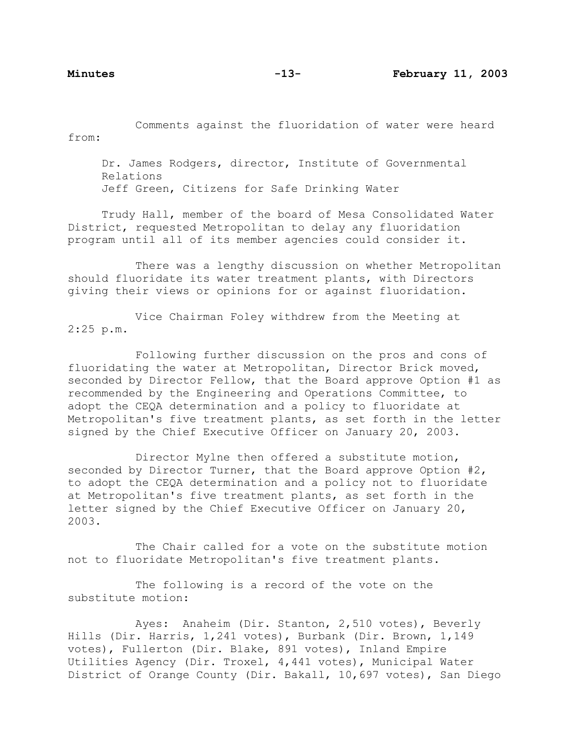Comments against the fluoridation of water were heard from:

Dr. James Rodgers, director, Institute of Governmental Relations
Jeff Green, Citizens for Safe Drinking Water

Trudy Hall, member of the board of Mesa Consolidated Water District, requested Metropolitan to delay any fluoridation program until all of its member agencies could consider it.

There was a lengthy discussion on whether Metropolitan should fluoridate its water treatment plants, with Directors giving their views or opinions for or against fluoridation.

Vice Chairman Foley withdrew from the Meeting at 2:25 p.m.

Following further discussion on the pros and cons of fluoridating the water at Metropolitan, Director Brick moved, seconded by Director Fellow, that the Board approve Option #1 as recommended by the Engineering and Operations Committee, to adopt the CEQA determination and a policy to fluoridate at Metropolitan's five treatment plants, as set forth in the letter signed by the Chief Executive Officer on January 20, 2003.

Director Mylne then offered a substitute motion, seconded by Director Turner, that the Board approve Option #2, to adopt the CEQA determination and a policy not to fluoridate at Metropolitan's five treatment plants, as set forth in the letter signed by the Chief Executive Officer on January 20, 2003.

The Chair called for a vote on the substitute motion not to fluoridate Metropolitan's five treatment plants.

The following is a record of the vote on the substitute motion:

Ayes: Anaheim (Dir. Stanton, 2,510 votes), Beverly Hills (Dir. Harris, 1,241 votes), Burbank (Dir. Brown, 1,149 votes), Fullerton (Dir. Blake, 891 votes), Inland Empire Utilities Agency (Dir. Troxel, 4,441 votes), Municipal Water District of Orange County (Dir. Bakall, 10,697 votes), San Diego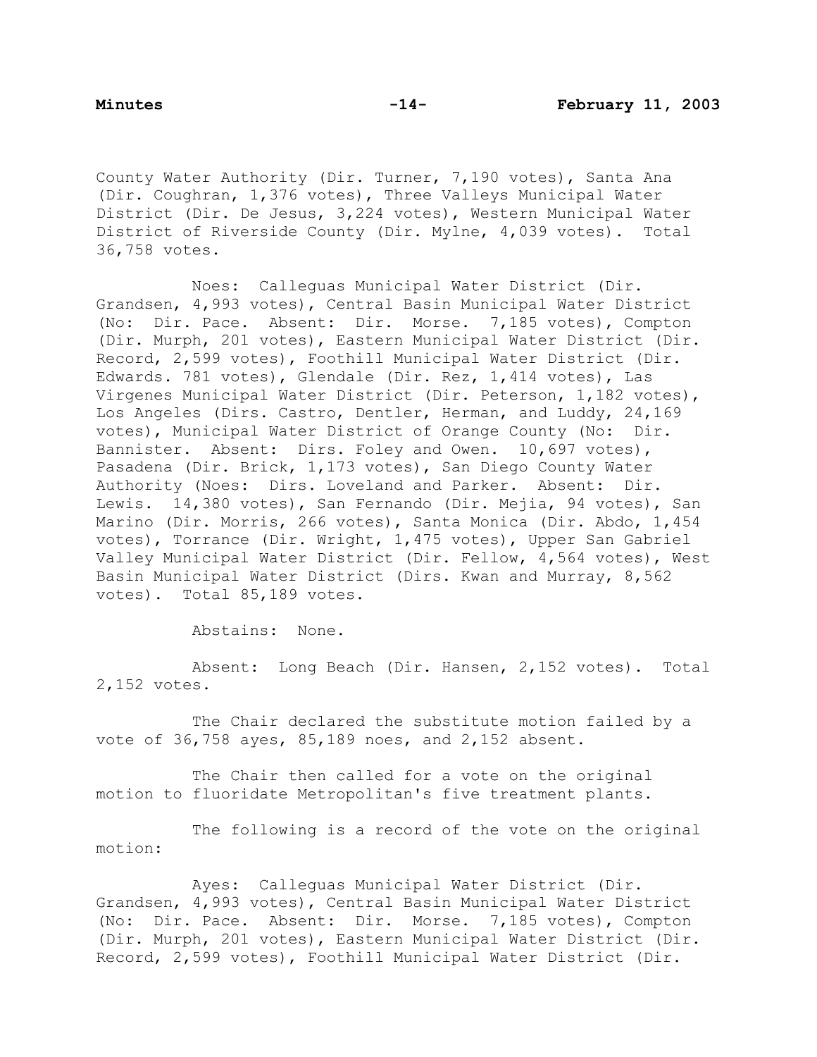County Water Authority (Dir. Turner, 7,190 votes), Santa Ana (Dir. Coughran, 1,376 votes), Three Valleys Municipal Water District (Dir. De Jesus, 3,224 votes), Western Municipal Water District of Riverside County (Dir. Mylne, 4,039 votes). Total 36,758 votes.

Noes: Calleguas Municipal Water District (Dir. Grandsen, 4,993 votes), Central Basin Municipal Water District (No: Dir. Pace. Absent: Dir. Morse. 7,185 votes), Compton (Dir. Murph, 201 votes), Eastern Municipal Water District (Dir. Record, 2,599 votes), Foothill Municipal Water District (Dir. Edwards. 781 votes), Glendale (Dir. Rez, 1,414 votes), Las Virgenes Municipal Water District (Dir. Peterson, 1,182 votes), Los Angeles (Dirs. Castro, Dentler, Herman, and Luddy, 24,169 votes), Municipal Water District of Orange County (No: Dir. Bannister. Absent: Dirs. Foley and Owen. 10,697 votes), Pasadena (Dir. Brick, 1,173 votes), San Diego County Water Authority (Noes: Dirs. Loveland and Parker. Absent: Dir. Lewis. 14,380 votes), San Fernando (Dir. Mejia, 94 votes), San Marino (Dir. Morris, 266 votes), Santa Monica (Dir. Abdo, 1,454 votes), Torrance (Dir. Wright, 1,475 votes), Upper San Gabriel Valley Municipal Water District (Dir. Fellow, 4,564 votes), West Basin Municipal Water District (Dirs. Kwan and Murray, 8,562 votes). Total 85,189 votes.

Abstains: None.

Absent: Long Beach (Dir. Hansen, 2,152 votes). Total 2,152 votes.

The Chair declared the substitute motion failed by a vote of 36,758 ayes, 85,189 noes, and 2,152 absent.

The Chair then called for a vote on the original motion to fluoridate Metropolitan's five treatment plants.

The following is a record of the vote on the original motion:

Ayes: Calleguas Municipal Water District (Dir. Grandsen, 4,993 votes), Central Basin Municipal Water District (No: Dir. Pace. Absent: Dir. Morse. 7,185 votes), Compton (Dir. Murph, 201 votes), Eastern Municipal Water District (Dir. Record, 2,599 votes), Foothill Municipal Water District (Dir.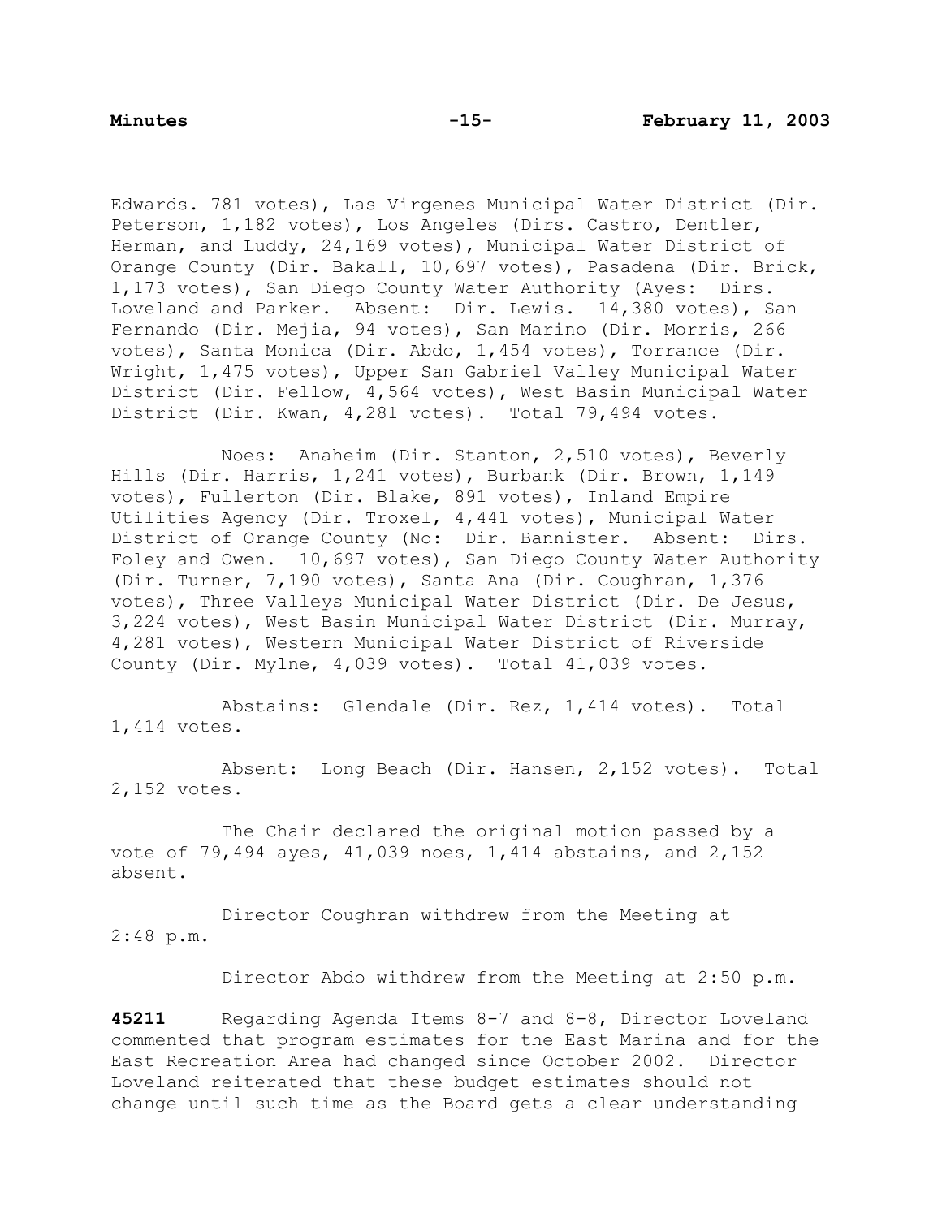Edwards. 781 votes), Las Virgenes Municipal Water District (Dir. Peterson, 1,182 votes), Los Angeles (Dirs. Castro, Dentler, Herman, and Luddy, 24,169 votes), Municipal Water District of Orange County (Dir. Bakall, 10,697 votes), Pasadena (Dir. Brick, 1,173 votes), San Diego County Water Authority (Ayes: Dirs. Loveland and Parker. Absent: Dir. Lewis. 14,380 votes), San Fernando (Dir. Mejia, 94 votes), San Marino (Dir. Morris, 266 votes), Santa Monica (Dir. Abdo, 1,454 votes), Torrance (Dir. Wright, 1,475 votes), Upper San Gabriel Valley Municipal Water District (Dir. Fellow, 4,564 votes), West Basin Municipal Water District (Dir. Kwan, 4,281 votes). Total 79,494 votes.

Noes: Anaheim (Dir. Stanton, 2,510 votes), Beverly Hills (Dir. Harris, 1,241 votes), Burbank (Dir. Brown, 1,149 votes), Fullerton (Dir. Blake, 891 votes), Inland Empire Utilities Agency (Dir. Troxel, 4,441 votes), Municipal Water District of Orange County (No: Dir. Bannister. Absent: Dirs. Foley and Owen. 10,697 votes), San Diego County Water Authority (Dir. Turner, 7,190 votes), Santa Ana (Dir. Coughran, 1,376 votes), Three Valleys Municipal Water District (Dir. De Jesus, 3,224 votes), West Basin Municipal Water District (Dir. Murray, 4,281 votes), Western Municipal Water District of Riverside County (Dir. Mylne, 4,039 votes). Total 41,039 votes.

Abstains: Glendale (Dir. Rez, 1,414 votes). Total 1,414 votes.

Absent: Long Beach (Dir. Hansen, 2,152 votes). Total 2,152 votes.

The Chair declared the original motion passed by a vote of 79,494 ayes, 41,039 noes, 1,414 abstains, and 2,152 absent.

Director Coughran withdrew from the Meeting at 2:48 p.m.

Director Abdo withdrew from the Meeting at 2:50 p.m.

**45211** Regarding Agenda Items 8-7 and 8-8, Director Loveland commented that program estimates for the East Marina and for the East Recreation Area had changed since October 2002. Director Loveland reiterated that these budget estimates should not change until such time as the Board gets a clear understanding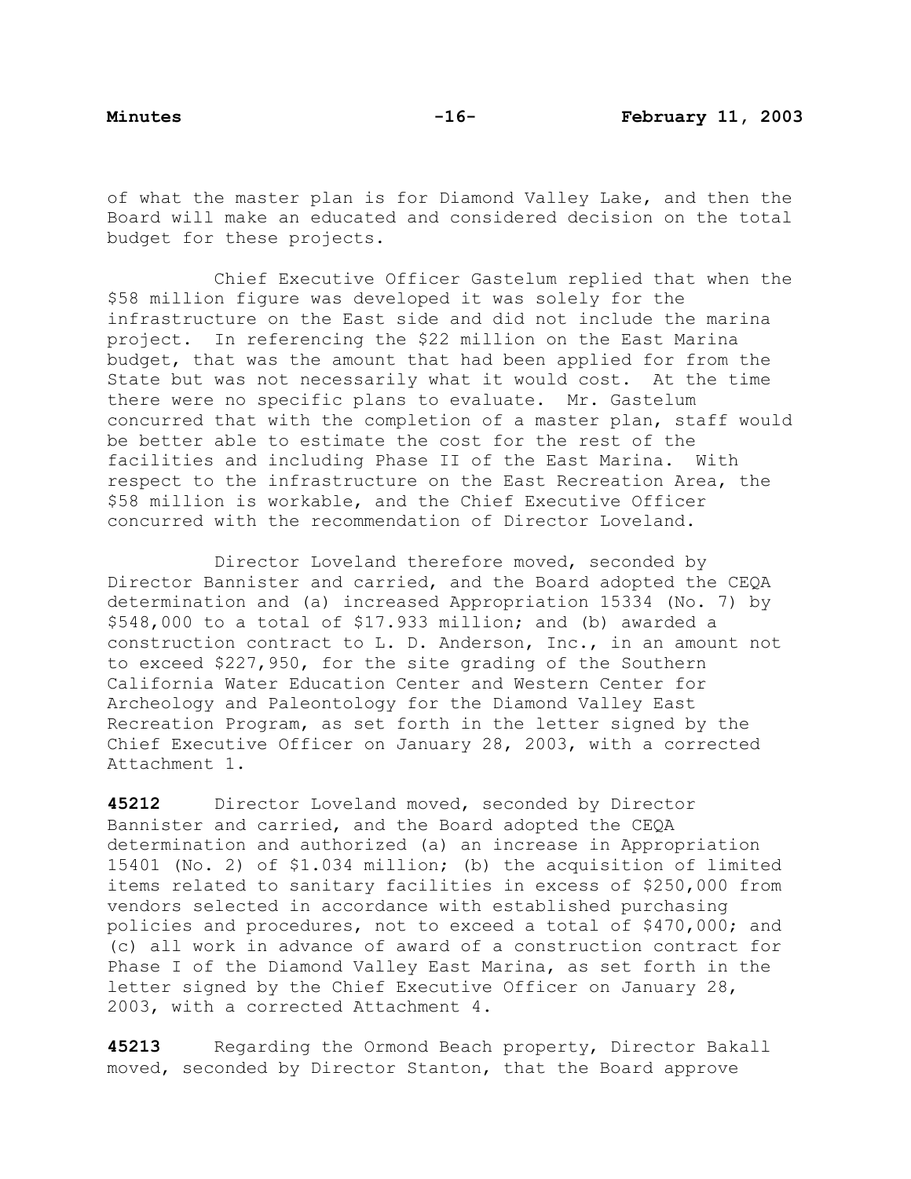of what the master plan is for Diamond Valley Lake, and then the Board will make an educated and considered decision on the total budget for these projects.

Chief Executive Officer Gastelum replied that when the $58 million figure was developed it was solely for the infrastructure on the East side and did not include the marina project. In referencing the $22 million on the East Marina budget, that was the amount that had been applied for from the State but was not necessarily what it would cost. At the time there were no specific plans to evaluate. Mr. Gastelum concurred that with the completion of a master plan, staff would be better able to estimate the cost for the rest of the facilities and including Phase II of the East Marina. With respect to the infrastructure on the East Recreation Area, the $58 million is workable, and the Chief Executive Officer concurred with the recommendation of Director Loveland.

Director Loveland therefore moved, seconded by Director Bannister and carried, and the Board adopted the CEQA determination and (a) increased Appropriation 15334 (No. 7) by $548,000 to a total of $17.933 million; and (b) awarded a construction contract to L. D. Anderson, Inc., in an amount not to exceed $227,950, for the site grading of the Southern California Water Education Center and Western Center for Archeology and Paleontology for the Diamond Valley East Recreation Program, as set forth in the letter signed by the Chief Executive Officer on January 28, 2003, with a corrected Attachment 1.

**45212** Director Loveland moved, seconded by Director Bannister and carried, and the Board adopted the CEQA determination and authorized (a) an increase in Appropriation 15401 (No. 2) of $1.034 million; (b) the acquisition of limited items related to sanitary facilities in excess of $250,000 from vendors selected in accordance with established purchasing policies and procedures, not to exceed a total of $470,000; and (c) all work in advance of award of a construction contract for Phase I of the Diamond Valley East Marina, as set forth in the letter signed by the Chief Executive Officer on January 28, 2003, with a corrected Attachment 4.

**45213** Regarding the Ormond Beach property, Director Bakall moved, seconded by Director Stanton, that the Board approve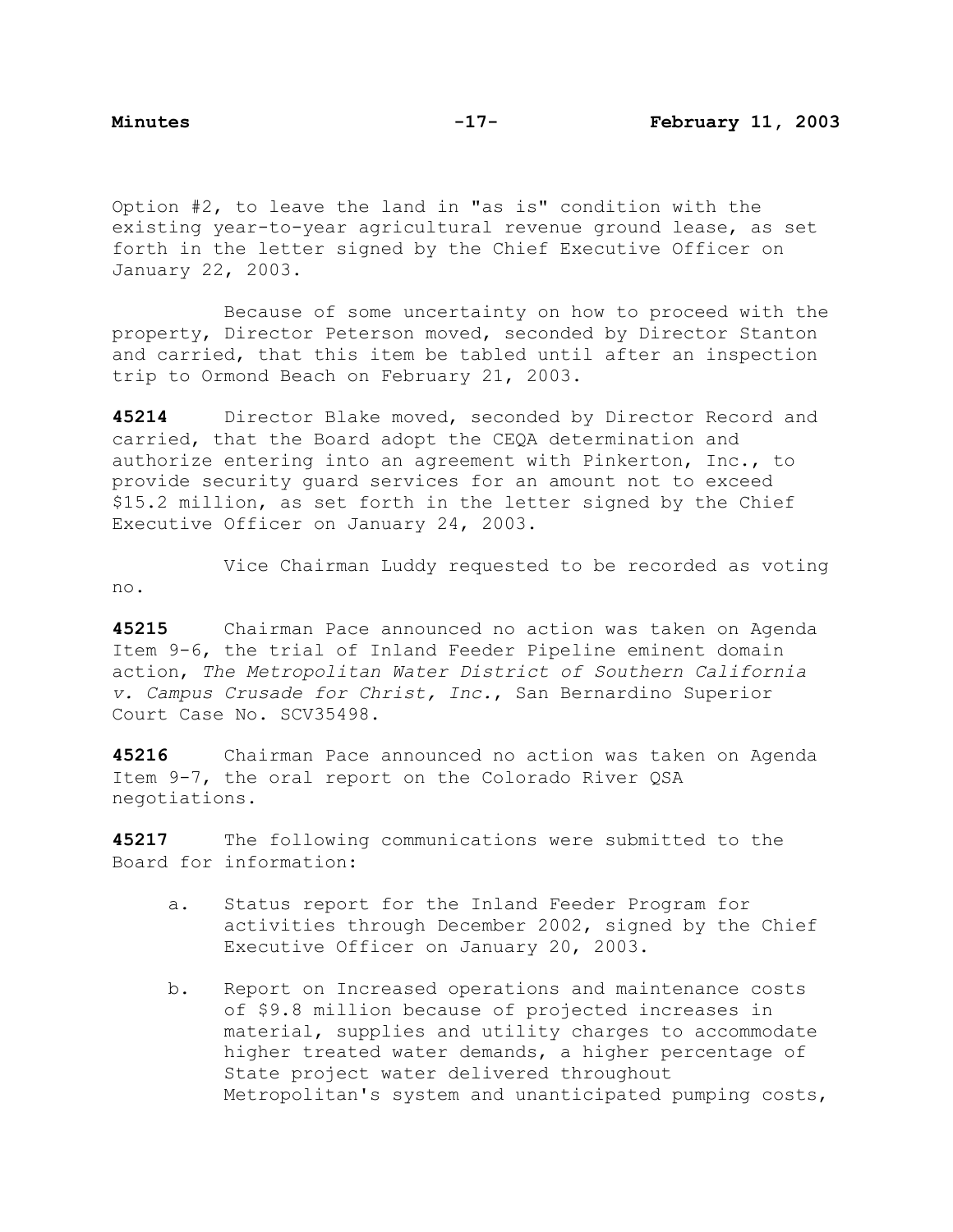Option #2, to leave the land in "as is" condition with the existing year-to-year agricultural revenue ground lease, as set forth in the letter signed by the Chief Executive Officer on January 22, 2003.

Because of some uncertainty on how to proceed with the property, Director Peterson moved, seconded by Director Stanton and carried, that this item be tabled until after an inspection trip to Ormond Beach on February 21, 2003.

**45214** Director Blake moved, seconded by Director Record and carried, that the Board adopt the CEQA determination and authorize entering into an agreement with Pinkerton, Inc., to provide security guard services for an amount not to exceed $15.2 million, as set forth in the letter signed by the Chief Executive Officer on January 24, 2003.

Vice Chairman Luddy requested to be recorded as voting no.

**45215** Chairman Pace announced no action was taken on Agenda Item 9-6, the trial of Inland Feeder Pipeline eminent domain action, *The Metropolitan Water District of Southern California v. Campus Crusade for Christ, Inc.*, San Bernardino Superior Court Case No. SCV35498.

**45216** Chairman Pace announced no action was taken on Agenda Item 9-7, the oral report on the Colorado River QSA negotiations.

**45217** The following communications were submitted to the Board for information:

a. Status report for the Inland Feeder Program for activities through December 2002, signed by the Chief Executive Officer on January 20, 2003.

b. Report on Increased operations and maintenance costs of $9.8 million because of projected increases in material, supplies and utility charges to accommodate higher treated water demands, a higher percentage of State project water delivered throughout Metropolitan's system and unanticipated pumping costs,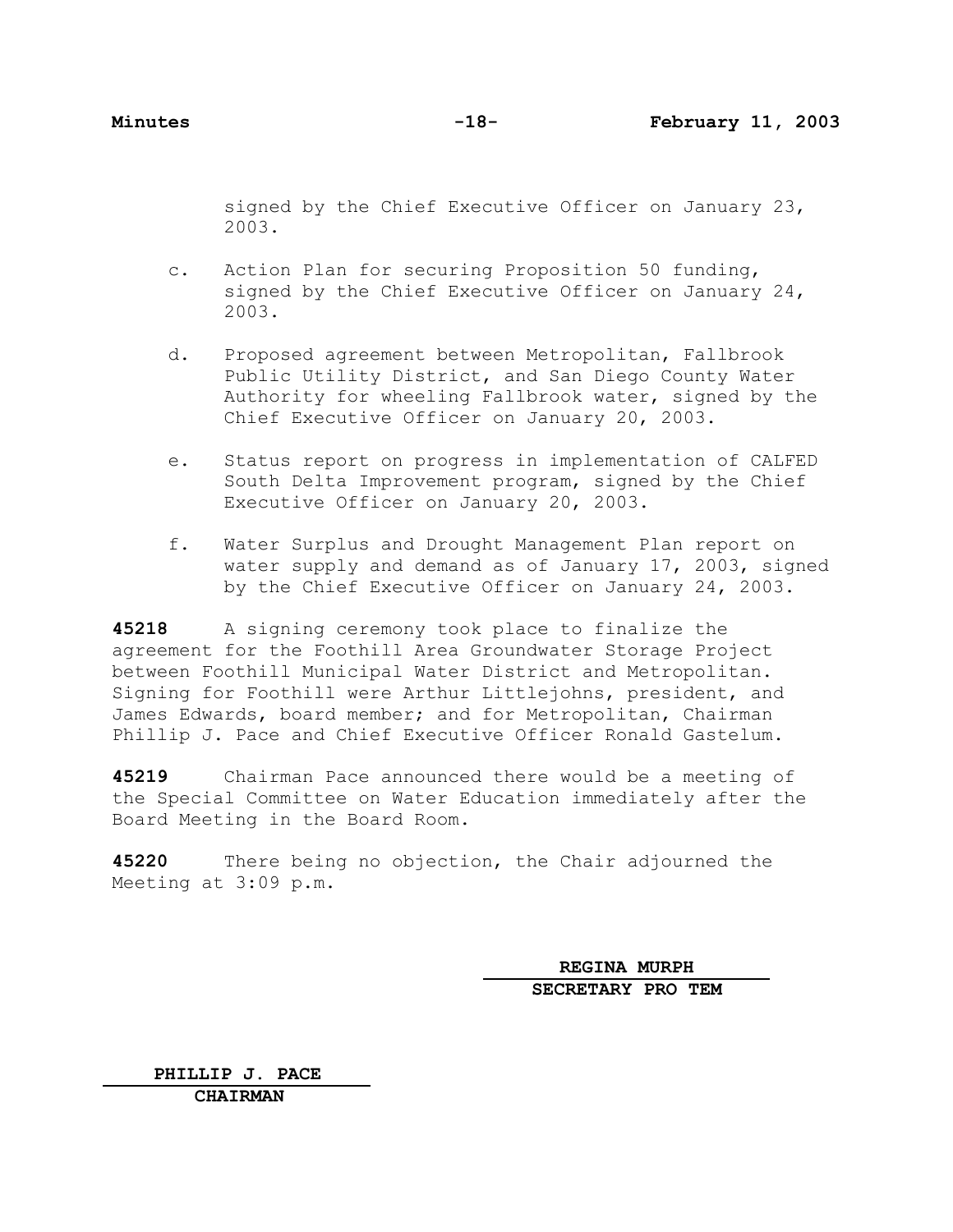signed by the Chief Executive Officer on January 23, 2003.

c. Action Plan for securing Proposition 50 funding, signed by the Chief Executive Officer on January 24, 2003.

d. Proposed agreement between Metropolitan, Fallbrook Public Utility District, and San Diego County Water Authority for wheeling Fallbrook water, signed by the Chief Executive Officer on January 20, 2003.

e. Status report on progress in implementation of CALFED South Delta Improvement program, signed by the Chief Executive Officer on January 20, 2003.

f. Water Surplus and Drought Management Plan report on water supply and demand as of January 17, 2003, signed by the Chief Executive Officer on January 24, 2003.

**45218** A signing ceremony took place to finalize the agreement for the Foothill Area Groundwater Storage Project between Foothill Municipal Water District and Metropolitan. Signing for Foothill were Arthur Littlejohns, president, and James Edwards, board member; and for Metropolitan, Chairman Phillip J. Pace and Chief Executive Officer Ronald Gastelum.

**45219** Chairman Pace announced there would be a meeting of the Special Committee on Water Education immediately after the Board Meeting in the Board Room.

**45220** There being no objection, the Chair adjourned the Meeting at 3:09 p.m.

**REGINA MURPH**
**SECRETARY PRO TEM**

**PHILLIP J. PACE**
**CHAIRMAN**